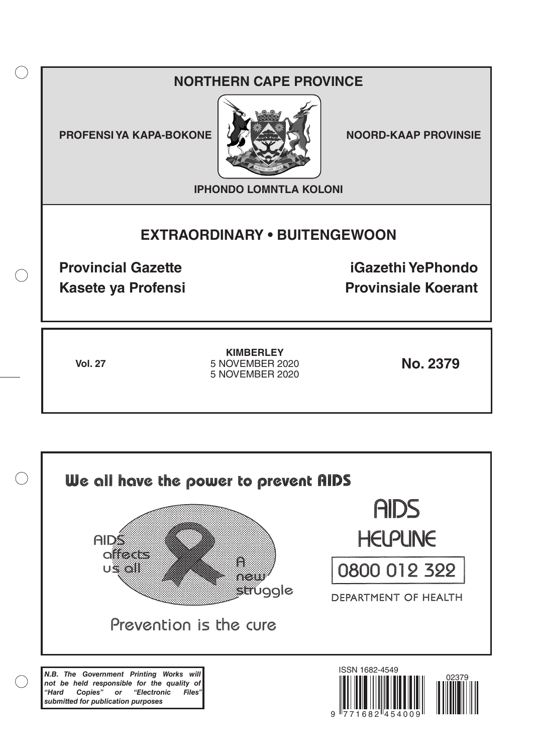# NORTHERN CAPE PROVINCE

**PROFENSI YA KAPA-BOKONE** | **NOORD-KAAP PROVINSIE**

**IPHONDO LOMNTLA KOLONI**

## EXTRAORDINARY • BUITENGEWOON

**Provincial Gazette** | **iGazethi YePhondo**

**Kasete ya Profensi** | **Provinsiale Koerant**

**Vol. 27**

**KIMBERLEY**
5 NOVEMBER 2020
5 NOVEMBER 2020

**No. 2379**

We all have the power to prevent AIDS

AIDS affects us all

A new struggle

Prevention is the cure

AIDS HELPLINE

0800 012 322

DEPARTMENT OF HEALTH

***N.B. The Government Printing Works will not be held responsible for the quality of "Hard Copies" or "Electronic Files" submitted for publication purposes***

ISSN 1682-4549

02379

9 771682 454009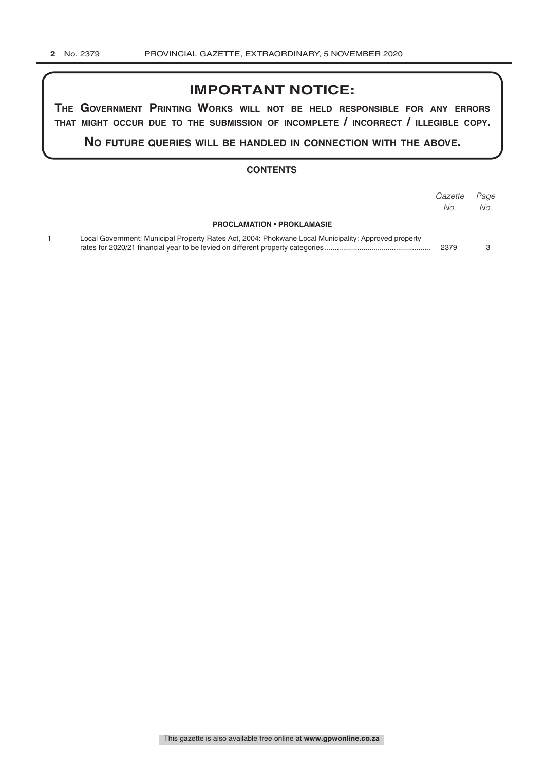# IMPORTANT NOTICE:

**THE GOVERNMENT PRINTING WORKS WILL NOT BE HELD RESPONSIBLE FOR ANY ERRORS THAT MIGHT OCCUR DUE TO THE SUBMISSION OF INCOMPLETE / INCORRECT / ILLEGIBLE COPY.**

**NO FUTURE QUERIES WILL BE HANDLED IN CONNECTION WITH THE ABOVE.**

## CONTENTS

| | | *Gazette No.* | *Page No.* |
|---|---|---|---|
| | **PROCLAMATION • PROKLAMASIE** | | |
| 1 | Local Government: Municipal Property Rates Act, 2004: Phokwane Local Municipality: Approved property rates for 2020/21 financial year to be levied on different property categories | 2379 | 3 |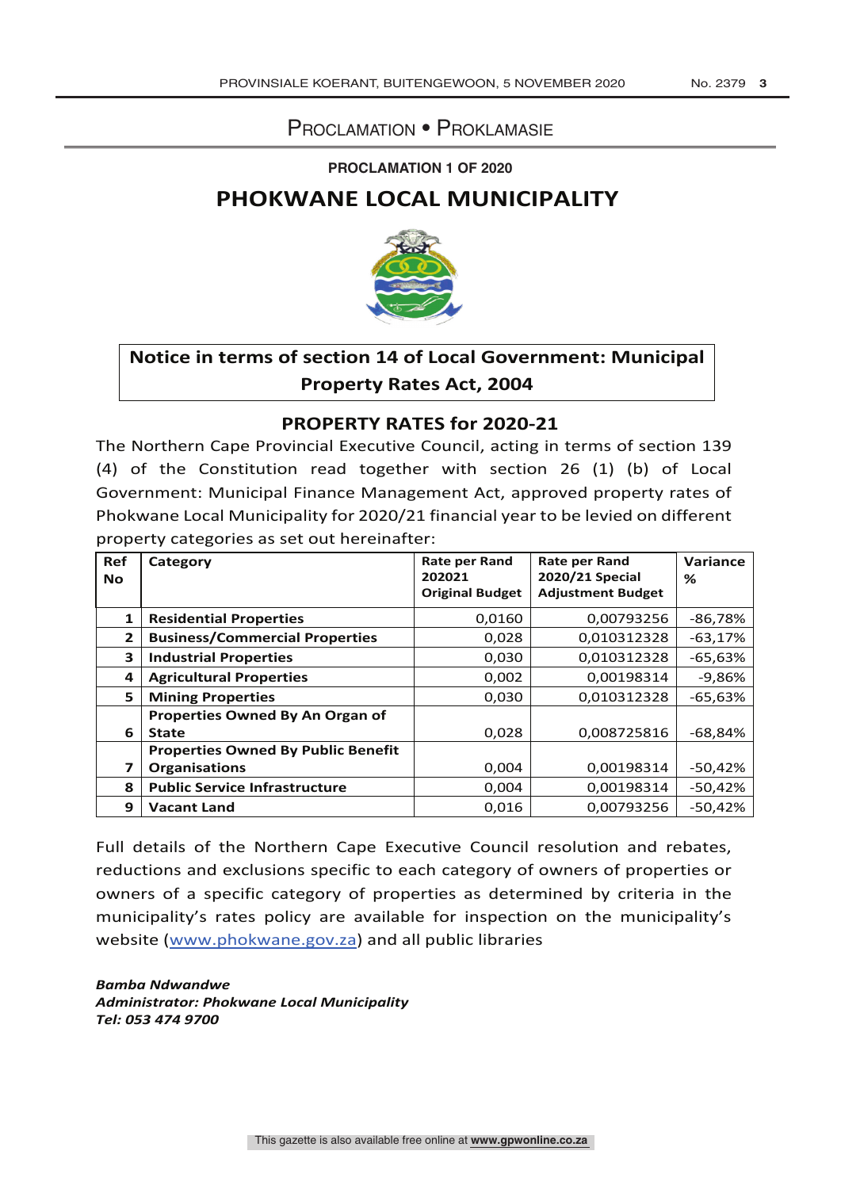# PROCLAMATION • PROKLAMASIE

**PROCLAMATION 1 OF 2020**

## PHOKWANE LOCAL MUNICIPALITY

**Notice in terms of section 14 of Local Government: Municipal Property Rates Act, 2004**

### PROPERTY RATES for 2020-21

The Northern Cape Provincial Executive Council, acting in terms of section 139 (4) of the Constitution read together with section 26 (1) (b) of Local Government: Municipal Finance Management Act, approved property rates of Phokwane Local Municipality for 2020/21 financial year to be levied on different property categories as set out hereinafter:

| Ref No | Category | Rate per Rand 202021 Original Budget | Rate per Rand 2020/21 Special Adjustment Budget | Variance % |
|---|---|---|---|---|
| 1 | **Residential Properties** | 0,0160 | 0,00793256 | -86,78% |
| 2 | **Business/Commercial Properties** | 0,028 | 0,010312328 | -63,17% |
| 3 | **Industrial Properties** | 0,030 | 0,010312328 | -65,63% |
| 4 | **Agricultural Properties** | 0,002 | 0,00198314 | -9,86% |
| 5 | **Mining Properties** | 0,030 | 0,010312328 | -65,63% |
| 6 | **Properties Owned By An Organ of State** | 0,028 | 0,008725816 | -68,84% |
| 7 | **Properties Owned By Public Benefit Organisations** | 0,004 | 0,00198314 | -50,42% |
| 8 | **Public Service Infrastructure** | 0,004 | 0,00198314 | -50,42% |
| 9 | **Vacant Land** | 0,016 | 0,00793256 | -50,42% |

Full details of the Northern Cape Executive Council resolution and rebates, reductions and exclusions specific to each category of owners of properties or owners of a specific category of properties as determined by criteria in the municipality's rates policy are available for inspection on the municipality's website (www.phokwane.gov.za) and all public libraries

***Bamba Ndwandwe***
***Administrator: Phokwane Local Municipality***
***Tel: 053 474 9700***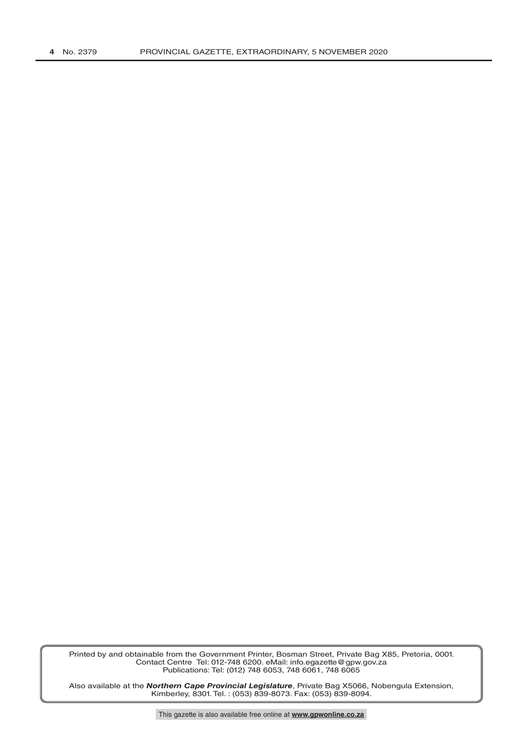Printed by and obtainable from the Government Printer, Bosman Street, Private Bag X85, Pretoria, 0001.
Contact Centre Tel: 012-748 6200. eMail: info.egazette@gpw.gov.za
Publications: Tel: (012) 748 6053, 748 6061, 748 6065

Also available at the ***Northern Cape Provincial Legislature***, Private Bag X5066, Nobengula Extension, Kimberley, 8301. Tel. : (053) 839-8073. Fax: (053) 839-8094.

This gazette is also available free online at **www.gpwonline.co.za**